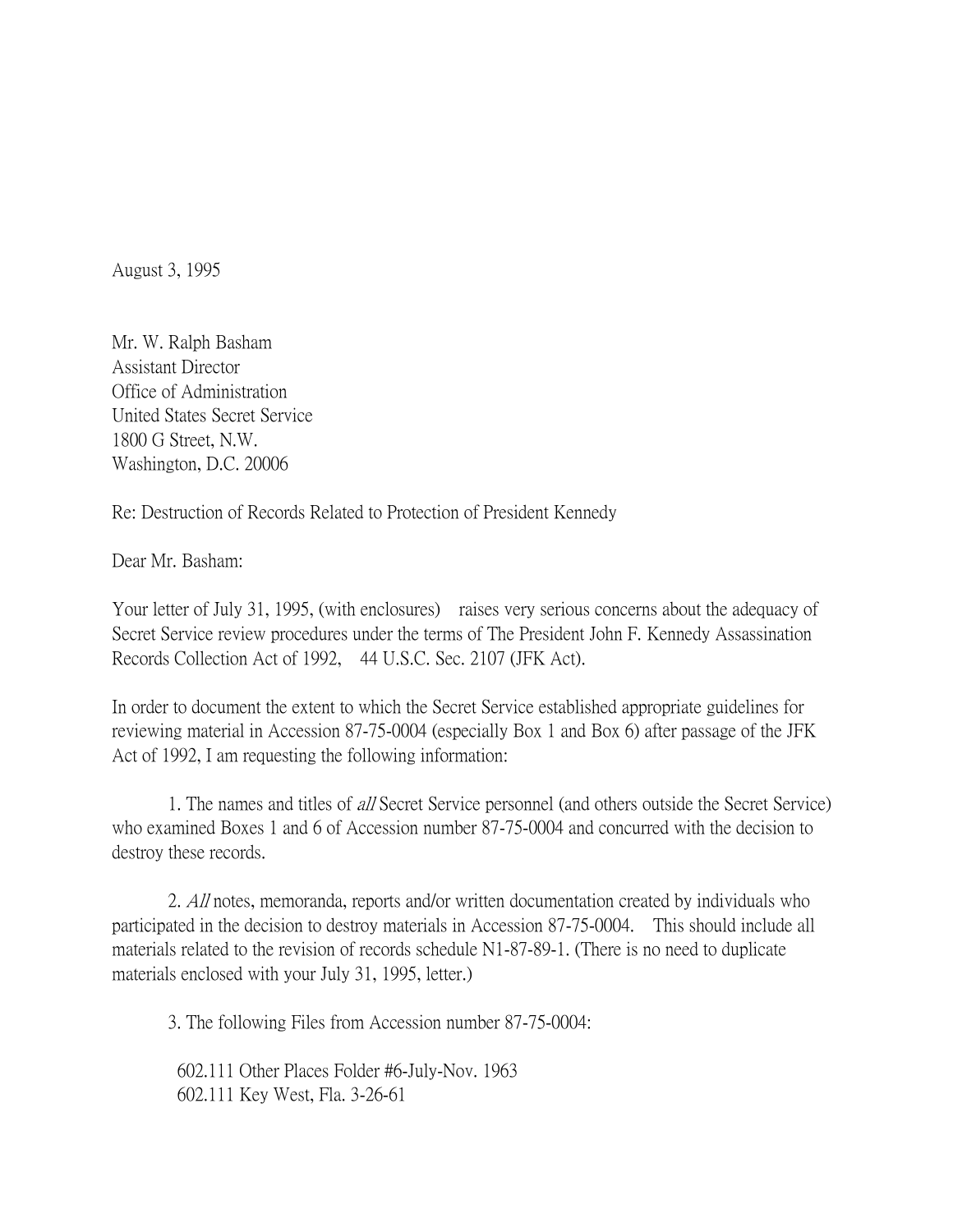August 3, 1995

Mr. W. Ralph Basham  
Assistant Director  
Office of Administration  
United States Secret Service  
1800 G Street, N.W.  
Washington, D.C. 20006

Re: Destruction of Records Related to Protection of President Kennedy

Dear Mr. Basham:

Your letter of July 31, 1995, (with enclosures) raises very serious concerns about the adequacy of Secret Service review procedures under the terms of The President John F. Kennedy Assassination Records Collection Act of 1992, 44 U.S.C. Sec. 2107 (JFK Act).

In order to document the extent to which the Secret Service established appropriate guidelines for reviewing material in Accession 87-75-0004 (especially Box 1 and Box 6) after passage of the JFK Act of 1992, I am requesting the following information:

1. The names and titles of *all* Secret Service personnel (and others outside the Secret Service) who examined Boxes 1 and 6 of Accession number 87-75-0004 and concurred with the decision to destroy these records.

2. *All* notes, memoranda, reports and/or written documentation created by individuals who participated in the decision to destroy materials in Accession 87-75-0004. This should include all materials related to the revision of records schedule N1-87-89-1. (There is no need to duplicate materials enclosed with your July 31, 1995, letter.)

3. The following Files from Accession number 87-75-0004:

602.111 Other Places Folder #6-July-Nov. 1963  
602.111 Key West, Fla. 3-26-61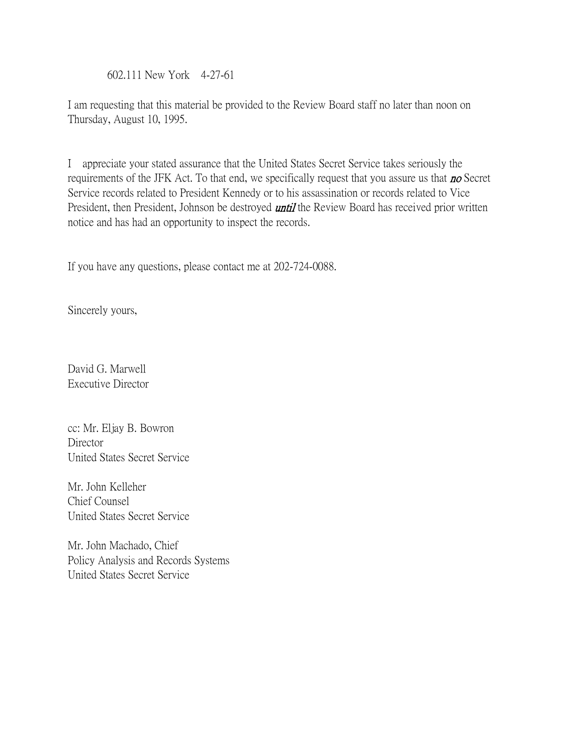602.111 New York 4-27-61

I am requesting that this material be provided to the Review Board staff no later than noon on Thursday, August 10, 1995.

I appreciate your stated assurance that the United States Secret Service takes seriously the requirements of the JFK Act. To that end, we specifically request that you assure us that ***no*** Secret Service records related to President Kennedy or to his assassination or records related to Vice President, then President, Johnson be destroyed ***until*** the Review Board has received prior written notice and has had an opportunity to inspect the records.

If you have any questions, please contact me at 202-724-0088.

Sincerely yours,

David G. Marwell
Executive Director

cc: Mr. Eljay B. Bowron
Director
United States Secret Service

Mr. John Kelleher
Chief Counsel
United States Secret Service

Mr. John Machado, Chief
Policy Analysis and Records Systems
United States Secret Service